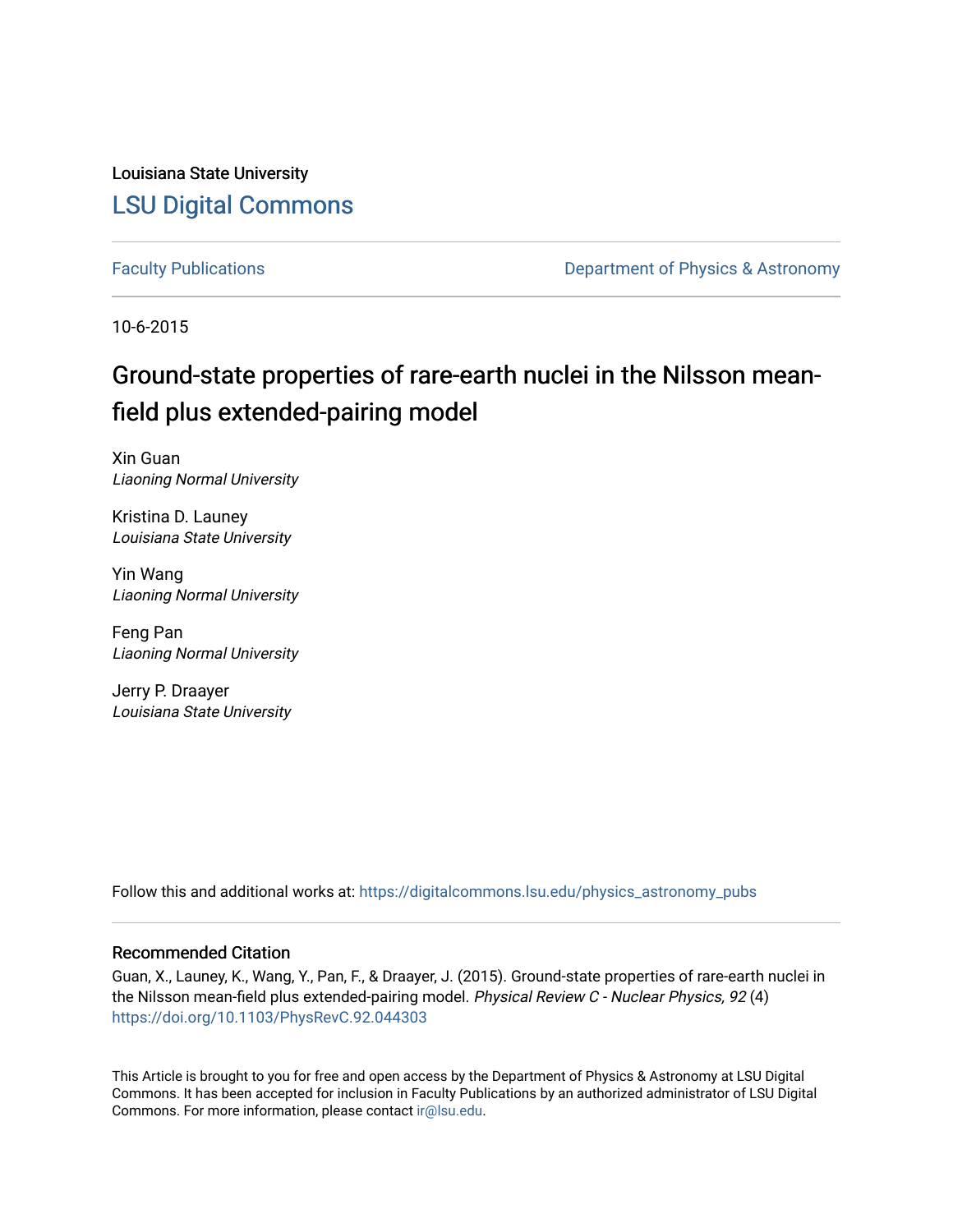Louisiana State University

# LSU Digital Commons

Faculty Publications

Department of Physics & Astronomy

10-6-2015

# Ground-state properties of rare-earth nuclei in the Nilsson mean-field plus extended-pairing model

Xin Guan
*Liaoning Normal University*

Kristina D. Launey
*Louisiana State University*

Yin Wang
*Liaoning Normal University*

Feng Pan
*Liaoning Normal University*

Jerry P. Draayer
*Louisiana State University*

Follow this and additional works at: https://digitalcommons.lsu.edu/physics_astronomy_pubs

## Recommended Citation

Guan, X., Launey, K., Wang, Y., Pan, F., & Draayer, J. (2015). Ground-state properties of rare-earth nuclei in the Nilsson mean-field plus extended-pairing model. *Physical Review C - Nuclear Physics, 92* (4) https://doi.org/10.1103/PhysRevC.92.044303

This Article is brought to you for free and open access by the Department of Physics & Astronomy at LSU Digital Commons. It has been accepted for inclusion in Faculty Publications by an authorized administrator of LSU Digital Commons. For more information, please contact ir@lsu.edu.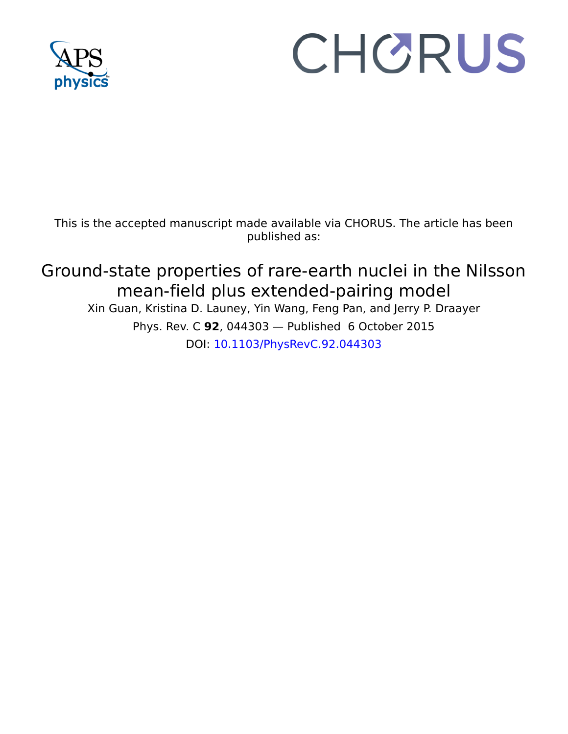This is the accepted manuscript made available via CHORUS. The article has been published as:

# Ground-state properties of rare-earth nuclei in the Nilsson mean-field plus extended-pairing model

Xin Guan, Kristina D. Launey, Yin Wang, Feng Pan, and Jerry P. Draayer

Phys. Rev. C **92**, 044303 — Published 6 October 2015

DOI: 10.1103/PhysRevC.92.044303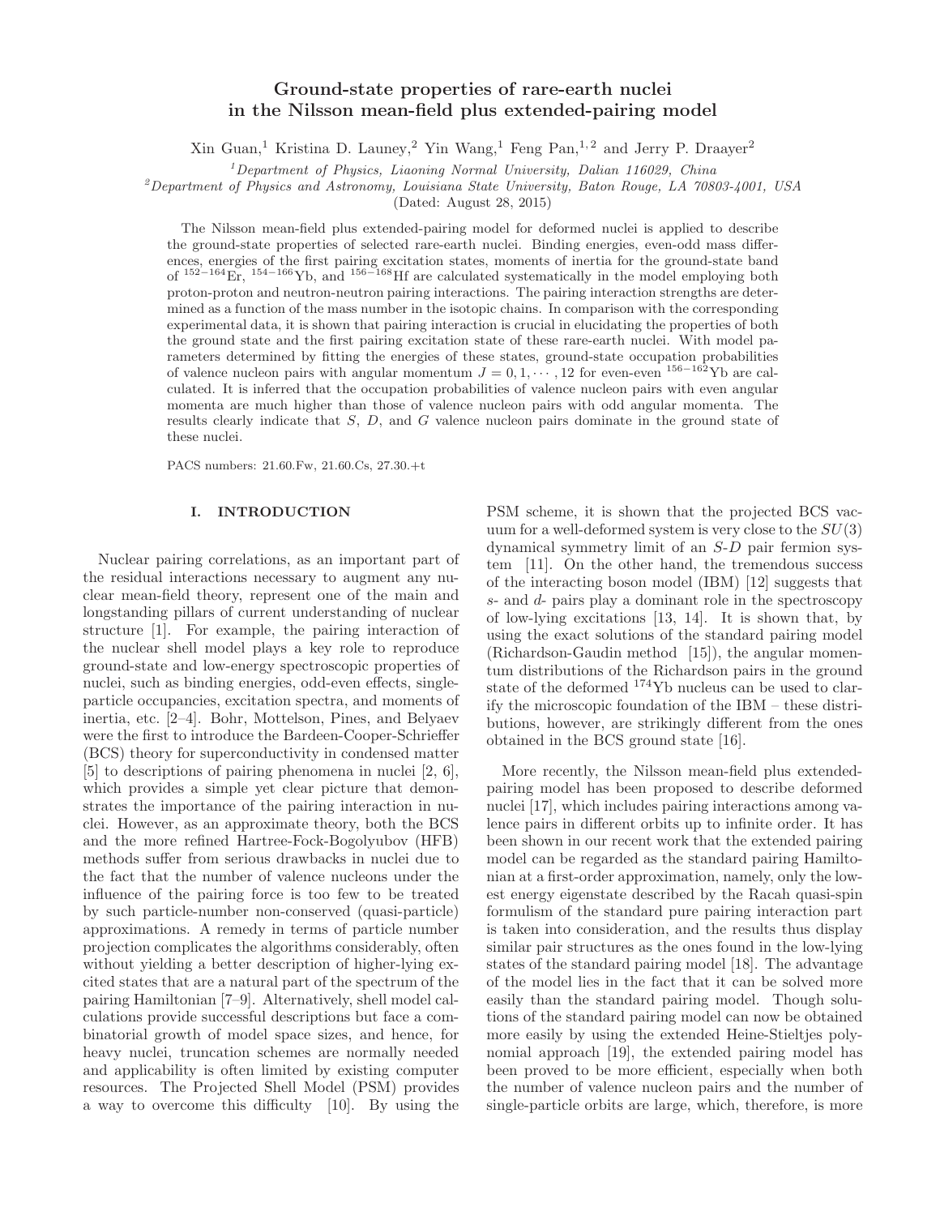# Ground-state properties of rare-earth nuclei in the Nilsson mean-field plus extended-pairing model

Xin Guan,[1] Kristina D. Launey,[2] Yin Wang,[1] Feng Pan,[1,2] and Jerry P. Draayer[2]

[1]*Department of Physics, Liaoning Normal University, Dalian 116029, China*

[2]*Department of Physics and Astronomy, Louisiana State University, Baton Rouge, LA 70803-4001, USA*

(Dated: August 28, 2015)

The Nilsson mean-field plus extended-pairing model for deformed nuclei is applied to describe the ground-state properties of selected rare-earth nuclei. Binding energies, even-odd mass differences, energies of the first pairing excitation states, moments of inertia for the ground-state band of $^{152-164}$Er, $^{154-166}$Yb, and $^{156-168}$Hf are calculated systematically in the model employing both proton-proton and neutron-neutron pairing interactions. The pairing interaction strengths are determined as a function of the mass number in the isotopic chains. In comparison with the corresponding experimental data, it is shown that pairing interaction is crucial in elucidating the properties of both the ground state and the first pairing excitation state of these rare-earth nuclei. With model parameters determined by fitting the energies of these states, ground-state occupation probabilities of valence nucleon pairs with angular momentum $J = 0, 1, \cdots, 12$ for even-even $^{156-162}$Yb are calculated. It is inferred that the occupation probabilities of valence nucleon pairs with even angular momenta are much higher than those of valence nucleon pairs with odd angular momenta. The results clearly indicate that $S$, $D$, and $G$ valence nucleon pairs dominate in the ground state of these nuclei.

PACS numbers: 21.60.Fw, 21.60.Cs, 27.30.+t

## I. INTRODUCTION

Nuclear pairing correlations, as an important part of the residual interactions necessary to augment any nuclear mean-field theory, represent one of the main and longstanding pillars of current understanding of nuclear structure [1]. For example, the pairing interaction of the nuclear shell model plays a key role to reproduce ground-state and low-energy spectroscopic properties of nuclei, such as binding energies, odd-even effects, single-particle occupancies, excitation spectra, and moments of inertia, etc. [2–4]. Bohr, Mottelson, Pines, and Belyaev were the first to introduce the Bardeen-Cooper-Schrieffer (BCS) theory for superconductivity in condensed matter [5] to descriptions of pairing phenomena in nuclei [2, 6], which provides a simple yet clear picture that demonstrates the importance of the pairing interaction in nuclei. However, as an approximate theory, both the BCS and the more refined Hartree-Fock-Bogolyubov (HFB) methods suffer from serious drawbacks in nuclei due to the fact that the number of valence nucleons under the influence of the pairing force is too few to be treated by such particle-number non-conserved (quasi-particle) approximations. A remedy in terms of particle number projection complicates the algorithms considerably, often without yielding a better description of higher-lying excited states that are a natural part of the spectrum of the pairing Hamiltonian [7–9]. Alternatively, shell model calculations provide successful descriptions but face a combinatorial growth of model space sizes, and hence, for heavy nuclei, truncation schemes are normally needed and applicability is often limited by existing computer resources. The Projected Shell Model (PSM) provides a way to overcome this difficulty [10]. By using the PSM scheme, it is shown that the projected BCS vacuum for a well-deformed system is very close to the $SU(3)$ dynamical symmetry limit of an $S$-$D$ pair fermion system [11]. On the other hand, the tremendous success of the interacting boson model (IBM) [12] suggests that $s$- and $d$- pairs play a dominant role in the spectroscopy of low-lying excitations [13, 14]. It is shown that, by using the exact solutions of the standard pairing model (Richardson-Gaudin method [15]), the angular momentum distributions of the Richardson pairs in the ground state of the deformed $^{174}$Yb nucleus can be used to clarify the microscopic foundation of the IBM – these distributions, however, are strikingly different from the ones obtained in the BCS ground state [16].

More recently, the Nilsson mean-field plus extended-pairing model has been proposed to describe deformed nuclei [17], which includes pairing interactions among valence pairs in different orbits up to infinite order. It has been shown in our recent work that the extended pairing model can be regarded as the standard pairing Hamiltonian at a first-order approximation, namely, only the lowest energy eigenstate described by the Racah quasi-spin formulism of the standard pure pairing interaction part is taken into consideration, and the results thus display similar pair structures as the ones found in the low-lying states of the standard pairing model [18]. The advantage of the model lies in the fact that it can be solved more easily than the standard pairing model. Though solutions of the standard pairing model can now be obtained more easily by using the extended Heine-Stieltjes polynomial approach [19], the extended pairing model has been proved to be more efficient, especially when both the number of valence nucleon pairs and the number of single-particle orbits are large, which, therefore, is more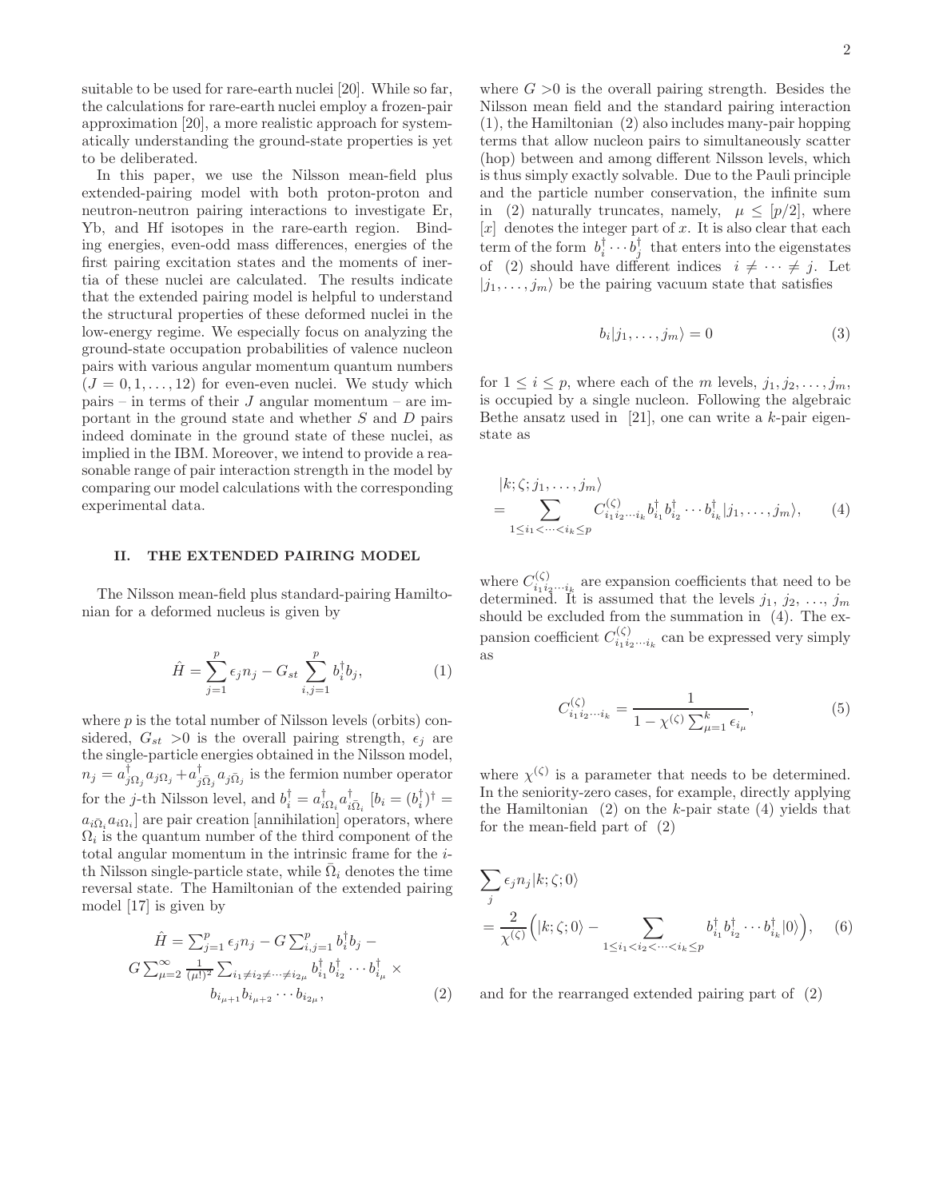suitable to be used for rare-earth nuclei [20]. While so far, the calculations for rare-earth nuclei employ a frozen-pair approximation [20], a more realistic approach for systematically understanding the ground-state properties is yet to be deliberated.

In this paper, we use the Nilsson mean-field plus extended-pairing model with both proton-proton and neutron-neutron pairing interactions to investigate Er, Yb, and Hf isotopes in the rare-earth region. Binding energies, even-odd mass differences, energies of the first pairing excitation states and the moments of inertia of these nuclei are calculated. The results indicate that the extended pairing model is helpful to understand the structural properties of these deformed nuclei in the low-energy regime. We especially focus on analyzing the ground-state occupation probabilities of valence nucleon pairs with various angular momentum quantum numbers $(J = 0, 1, \ldots, 12)$ for even-even nuclei. We study which pairs – in terms of their $J$ angular momentum – are important in the ground state and whether $S$ and $D$ pairs indeed dominate in the ground state of these nuclei, as implied in the IBM. Moreover, we intend to provide a reasonable range of pair interaction strength in the model by comparing our model calculations with the corresponding experimental data.

## II. THE EXTENDED PAIRING MODEL

The Nilsson mean-field plus standard-pairing Hamiltonian for a deformed nucleus is given by

$$\hat{H} = \sum_{j=1}^{p} \epsilon_j n_j - G_{st} \sum_{i,j=1}^{p} b_i^\dagger b_j, \tag{1}$$

where $p$ is the total number of Nilsson levels (orbits) considered, $G_{st} > 0$ is the overall pairing strength, $\epsilon_j$ are the single-particle energies obtained in the Nilsson model, $n_j = a^\dagger_{j\Omega_j} a_{j\Omega_j} + a^\dagger_{j\bar{\Omega}_j} a_{j\bar{\Omega}_j}$ is the fermion number operator for the $j$-th Nilsson level, and $b_i^\dagger = a^\dagger_{i\Omega_i} a^\dagger_{i\bar{\Omega}_i}$ [$b_i = (b_i^\dagger)^\dagger = a_{i\bar{\Omega}_i} a_{i\Omega_i}$] are pair creation [annihilation] operators, where $\Omega_i$ is the quantum number of the third component of the total angular momentum in the intrinsic frame for the $i$-th Nilsson single-particle state, while $\bar{\Omega}_i$ denotes the time reversal state. The Hamiltonian of the extended pairing model [17] is given by

$$\begin{aligned}\hat{H} = \textstyle\sum_{j=1}^{p} \epsilon_j n_j - G \sum_{i,j=1}^{p} b_i^\dagger b_j - \\ G \textstyle\sum_{\mu=2}^{\infty} \frac{1}{(\mu!)^2} \sum_{i_1 \neq i_2 \neq \cdots \neq i_{2\mu}} b^\dagger_{i_1} b^\dagger_{i_2} \cdots b^\dagger_{i_\mu} \times \\ b_{i_{\mu+1}} b_{i_{\mu+2}} \cdots b_{i_{2\mu}},\end{aligned} \tag{2}$$

where $G > 0$ is the overall pairing strength. Besides the Nilsson mean field and the standard pairing interaction (1), the Hamiltonian (2) also includes many-pair hopping terms that allow nucleon pairs to simultaneously scatter (hop) between and among different Nilsson levels, which is thus simply exactly solvable. Due to the Pauli principle and the particle number conservation, the infinite sum in (2) naturally truncates, namely, $\mu \leq [p/2]$, where $[x]$ denotes the integer part of $x$. It is also clear that each term of the form $b_i^\dagger \cdots b_j^\dagger$ that enters into the eigenstates of (2) should have different indices $i \neq \cdots \neq j$. Let $|j_1, \ldots, j_m\rangle$ be the pairing vacuum state that satisfies

$$b_i |j_1, \ldots, j_m\rangle = 0 \tag{3}$$

for $1 \leq i \leq p$, where each of the $m$ levels, $j_1, j_2, \ldots, j_m$, is occupied by a single nucleon. Following the algebraic Bethe ansatz used in [21], one can write a $k$-pair eigenstate as

$$\begin{aligned}&|k; \zeta; j_1, \ldots, j_m\rangle \\ &= \sum_{1 \leq i_1 < \cdots < i_k \leq p} C^{(\zeta)}_{i_1 i_2 \cdots i_k} b^\dagger_{i_1} b^\dagger_{i_2} \cdots b^\dagger_{i_k} |j_1, \ldots, j_m\rangle,\end{aligned} \tag{4}$$

where $C^{(\zeta)}_{i_1 i_2 \cdots i_k}$ are expansion coefficients that need to be determined. It is assumed that the levels $j_1, j_2, \ldots, j_m$ should be excluded from the summation in (4). The expansion coefficient $C^{(\zeta)}_{i_1 i_2 \cdots i_k}$ can be expressed very simply as

$$C^{(\zeta)}_{i_1 i_2 \cdots i_k} = \frac{1}{1 - \chi^{(\zeta)} \sum_{\mu=1}^{k} \epsilon_{i_\mu}}, \tag{5}$$

where $\chi^{(\zeta)}$ is a parameter that needs to be determined. In the seniority-zero cases, for example, directly applying the Hamiltonian (2) on the $k$-pair state (4) yields that for the mean-field part of (2)

$$\begin{aligned}&\sum_j \epsilon_j n_j |k; \zeta; 0\rangle \\ &= \frac{2}{\chi^{(\zeta)}} \Big( |k; \zeta; 0\rangle - \sum_{1 \leq i_1 < i_2 < \cdots < i_k \leq p} b^\dagger_{i_1} b^\dagger_{i_2} \cdots b^\dagger_{i_k} |0\rangle \Big),\end{aligned} \tag{6}$$

and for the rearranged extended pairing part of (2)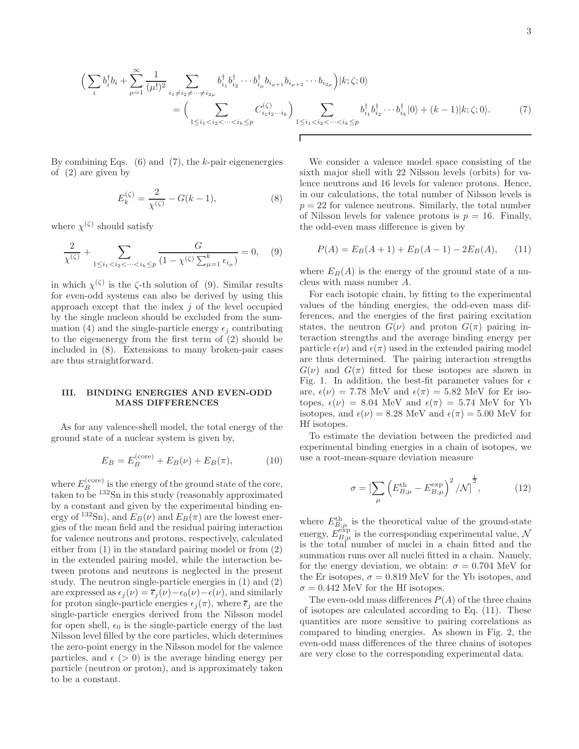$$
\Big(\sum_i b_i^\dagger b_i + \sum_{\mu=1}^{\infty} \frac{1}{(\mu!)^2} \sum_{i_1\neq i_2\neq\cdots\neq i_{2\mu}} b_{i_1}^\dagger b_{i_2}^\dagger \cdots b_{i_\mu}^\dagger b_{i_{\mu+1}} b_{i_{\mu+2}} \cdots b_{i_{2\mu}}\Big)|k;\zeta;0\rangle
$$
$$
= \Big(\sum_{1\leq i_1<i_2<\cdots<i_k\leq p} C^{(\zeta)}_{i_1 i_2\cdots i_k}\Big) \sum_{1\leq i_1<i_2<\cdots<i_k\leq p} b_{i_1}^\dagger b_{i_2}^\dagger \cdots b_{i_k}^\dagger |0\rangle + (k-1)|k;\zeta;0\rangle. \qquad (7)
$$

By combining Eqs. (6) and (7), the $k$-pair eigenenergies of (2) are given by

$$
E_k^{(\zeta)} = \frac{2}{\chi^{(\zeta)}} - G(k-1), \qquad (8)
$$

where $\chi^{(\zeta)}$ should satisfy

$$
\frac{2}{\chi^{(\zeta)}} + \sum_{1\leq i_1<i_2<\cdots<i_k\leq p} \frac{G}{(1-\chi^{(\zeta)}\sum_{\mu=1}^{k}\epsilon_{i_\mu})} = 0, \qquad (9)
$$

in which $\chi^{(\zeta)}$ is the $\zeta$-th solution of (9). Similar results for even-odd systems can also be derived by using this approach except that the index $j$ of the level occupied by the single nucleon should be excluded from the summation (4) and the single-particle energy $\epsilon_j$ contributing to the eigenenergy from the first term of (2) should be included in (8). Extensions to many broken-pair cases are thus straightforward.

## III. BINDING ENERGIES AND EVEN-ODD MASS DIFFERENCES

As for any valence-shell model, the total energy of the ground state of a nuclear system is given by,

$$
E_B = E_B^{(\text{core})} + E_B(\nu) + E_B(\pi), \qquad (10)
$$

where $E_B^{(\text{core})}$ is the energy of the ground state of the core, taken to be $^{132}$Sn in this study (reasonably approximated by a constant and given by the experimental binding energy of $^{132}$Sn), and $E_B(\nu)$ and $E_B(\pi)$ are the lowest energies of the mean field and the residual pairing interaction for valence neutrons and protons, respectively, calculated either from (1) in the standard pairing model or from (2) in the extended pairing model, while the interaction between protons and neutrons is neglected in the present study. The neutron single-particle energies in (1) and (2) are expressed as $\epsilon_j(\nu) = \overline{\epsilon}_j(\nu) - \epsilon_0(\nu) - \epsilon(\nu)$, and similarly for proton single-particle energies $\epsilon_j(\pi)$, where $\overline{\epsilon}_j$ are the single-particle energies derived from the Nilsson model for open shell, $\epsilon_0$ is the single-particle energy of the last Nilsson level filled by the core particles, which determines the zero-point energy in the Nilsson model for the valence particles, and $\epsilon$ ($>0$) is the average binding energy per particle (neutron or proton), and is approximately taken to be a constant.

We consider a valence model space consisting of the sixth major shell with 22 Nilsson levels (orbits) for valence neutrons and 16 levels for valence protons. Hence, in our calculations, the total number of Nilsson levels is $p = 22$ for valence neutrons. Similarly, the total number of Nilsson levels for valence protons is $p = 16$. Finally, the odd-even mass difference is given by

$$
P(A) = E_B(A+1) + E_B(A-1) - 2E_B(A), \qquad (11)
$$

where $E_B(A)$ is the energy of the ground state of a nucleus with mass number $A$.

For each isotopic chain, by fitting to the experimental values of the binding energies, the odd-even mass differences, and the energies of the first pairing excitation states, the neutron $G(\nu)$ and proton $G(\pi)$ pairing interaction strengths and the average binding energy per particle $\epsilon(\nu)$ and $\epsilon(\pi)$ used in the extended pairing model are thus determined. The pairing interaction strengths $G(\nu)$ and $G(\pi)$ fitted for these isotopes are shown in Fig. 1. In addition, the best-fit parameter values for $\epsilon$ are, $\epsilon(\nu) = 7.78$ MeV and $\epsilon(\pi) = 5.82$ MeV for Er isotopes, $\epsilon(\nu) = 8.04$ MeV and $\epsilon(\pi) = 5.74$ MeV for Yb isotopes, and $\epsilon(\nu) = 8.28$ MeV and $\epsilon(\pi) = 5.00$ MeV for Hf isotopes.

To estimate the deviation between the predicted and experimental binding energies in a chain of isotopes, we use a root-mean-square deviation measure

$$
\sigma = \Big[\sum_\mu \Big(E^{\text{th}}_{B;\mu} - E^{\text{exp}}_{B;\mu}\Big)^2 / \mathcal{N}\Big]^{\frac{1}{2}}, \qquad (12)
$$

where $E^{\text{th}}_{B;\mu}$ is the theoretical value of the ground-state energy, $E^{\text{exp}}_{B;\mu}$ is the corresponding experimental value, $\mathcal{N}$ is the total number of nuclei in a chain fitted and the summation runs over all nuclei fitted in a chain. Namely, for the energy deviation, we obtain: $\sigma = 0.704$ MeV for the Er isotopes, $\sigma = 0.819$ MeV for the Yb isotopes, and $\sigma = 0.442$ MeV for the Hf isotopes.

The even-odd mass differences $P(A)$ of the three chains of isotopes are calculated according to Eq. (11). These quantities are more sensitive to pairing correlations as compared to binding energies. As shown in Fig. 2, the even-odd mass differences of the three chains of isotopes are very close to the corresponding experimental data.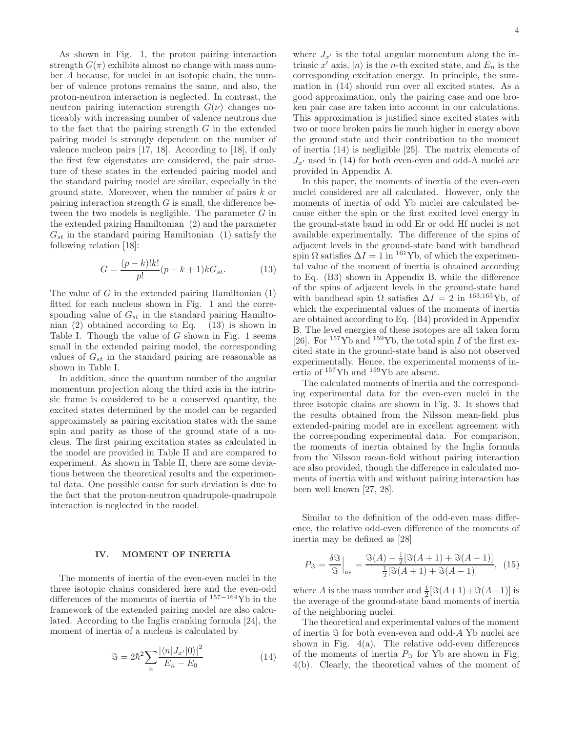As shown in Fig. 1, the proton pairing interaction strength $G(\pi)$ exhibits almost no change with mass number $A$ because, for nuclei in an isotopic chain, the number of valence protons remains the same, and also, the proton-neutron interaction is neglected. In contrast, the neutron pairing interaction strength $G(\nu)$ changes noticeably with increasing number of valence neutrons due to the fact that the pairing strength $G$ in the extended pairing model is strongly dependent on the number of valence nucleon pairs [17, 18]. According to [18], if only the first few eigenstates are considered, the pair structure of these states in the extended pairing model and the standard pairing model are similar, especially in the ground state. Moreover, when the number of pairs $k$ or pairing interaction strength $G$ is small, the difference between the two models is negligible. The parameter $G$ in the extended pairing Hamiltonian (2) and the parameter $G_{st}$ in the standard pairing Hamiltonian (1) satisfy the following relation [18]:

$$G = \frac{(p-k)!k!}{p!}(p-k+1)kG_{st}. \tag{13}$$

The value of $G$ in the extended pairing Hamiltonian (1) fitted for each nucleus shown in Fig. 1 and the corresponding value of $G_{st}$ in the standard pairing Hamiltonian (2) obtained according to Eq. (13) is shown in Table I. Though the value of $G$ shown in Fig. 1 seems small in the extended pairing model, the corresponding values of $G_{st}$ in the standard pairing are reasonable as shown in Table I.

In addition, since the quantum number of the angular momentum projection along the third axis in the intrinsic frame is considered to be a conserved quantity, the excited states determined by the model can be regarded approximately as pairing excitation states with the same spin and parity as those of the ground state of a nucleus. The first pairing excitation states as calculated in the model are provided in Table II and are compared to experiment. As shown in Table II, there are some deviations between the theoretical results and the experimental data. One possible cause for such deviation is due to the fact that the proton-neutron quadrupole-quadrupole interaction is neglected in the model.

## IV. MOMENT OF INERTIA

The moments of inertia of the even-even nuclei in the three isotopic chains considered here and the even-odd differences of the moments of inertia of $^{157-164}$Yb in the framework of the extended pairing model are also calculated. According to the Inglis cranking formula [24], the moment of inertia of a nucleus is calculated by

$$\Im = 2\hbar^2 \sum_n \frac{|\langle n|J_{x'}|0\rangle|^2}{E_n - E_0} \tag{14}$$

where $J_{x'}$ is the total angular momentum along the intrinsic $x'$ axis, $|n\rangle$ is the $n$-th excited state, and $E_n$ is the corresponding excitation energy. In principle, the summation in (14) should run over all excited states. As a good approximation, only the pairing case and one broken pair case are taken into account in our calculations. This approximation is justified since excited states with two or more broken pairs lie much higher in energy above the ground state and their contribution to the moment of inertia (14) is negligible [25]. The matrix elements of $J_{x'}$ used in (14) for both even-even and odd-A nuclei are provided in Appendix A.

In this paper, the moments of inertia of the even-even nuclei considered are all calculated. However, only the moments of inertia of odd Yb nuclei are calculated because either the spin or the first excited level energy in the ground-state band in odd Er or odd Hf nuclei is not available experimentally. The difference of the spins of adjacent levels in the ground-state band with bandhead spin $\Omega$ satisfies $\Delta I = 1$ in $^{161}$Yb, of which the experimental value of the moment of inertia is obtained according to Eq. (B3) shown in Appendix B, while the difference of the spins of adjacent levels in the ground-state band with bandhead spin $\Omega$ satisfies $\Delta I = 2$ in $^{163,165}$Yb, of which the experimental values of the moments of inertia are obtained according to Eq. (B4) provided in Appendix B. The level energies of these isotopes are all taken form [26]. For $^{157}$Yb and $^{159}$Yb, the total spin $I$ of the first excited state in the ground-state band is also not observed experimentally. Hence, the experimental moments of inertia of $^{157}$Yb and $^{159}$Yb are absent.

The calculated moments of inertia and the corresponding experimental data for the even-even nuclei in the three isotopic chains are shown in Fig. 3. It shows that the results obtained from the Nilsson mean-field plus extended-pairing model are in excellent agreement with the corresponding experimental data. For comparison, the moments of inertia obtained by the Inglis formula from the Nilsson mean-field without pairing interaction are also provided, though the difference in calculated moments of inertia with and without pairing interaction has been well known [27, 28].

Similar to the definition of the odd-even mass difference, the relative odd-even difference of the moments of inertia may be defined as [28]

$$P_{\Im} = \frac{\delta\Im}{\Im}\Big|_{\rm av} = \frac{\Im(A) - \frac{1}{2}[\Im(A+1) + \Im(A-1)]}{\frac{1}{2}[\Im(A+1) + \Im(A-1)]}, \tag{15}$$

where $A$ is the mass number and $\frac{1}{2}[\Im(A+1)+\Im(A-1)]$ is the average of the ground-state band moments of inertia of the neighboring nuclei.

The theoretical and experimental values of the moment of inertia $\Im$ for both even-even and odd-$A$ Yb nuclei are shown in Fig. 4(a). The relative odd-even differences of the moments of inertia $P_{\Im}$ for Yb are shown in Fig. 4(b). Clearly, the theoretical values of the moment of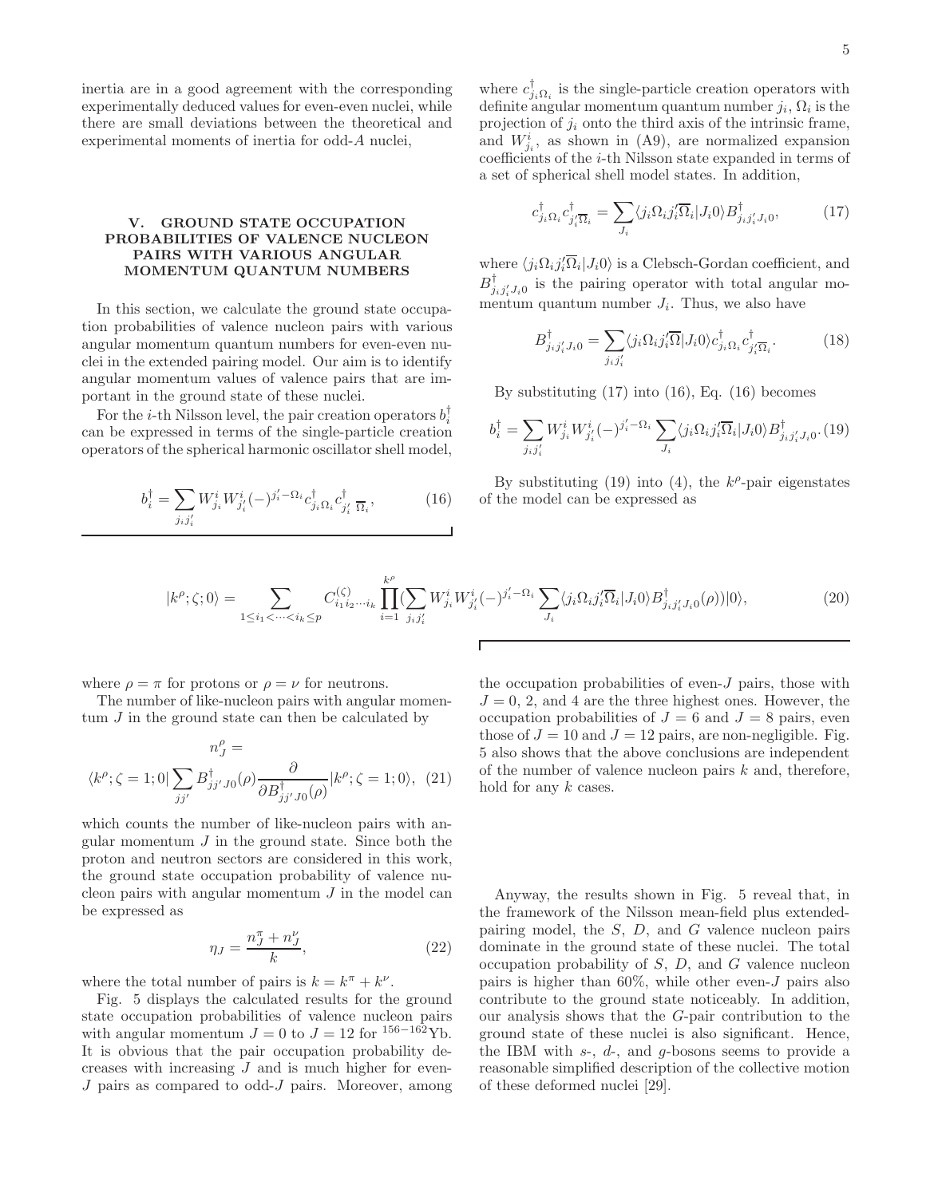inertia are in a good agreement with the corresponding experimentally deduced values for even-even nuclei, while there are small deviations between the theoretical and experimental moments of inertia for odd-$A$ nuclei,

## V. GROUND STATE OCCUPATION PROBABILITIES OF VALENCE NUCLEON PAIRS WITH VARIOUS ANGULAR MOMENTUM QUANTUM NUMBERS

In this section, we calculate the ground state occupation probabilities of valence nucleon pairs with various angular momentum quantum numbers for even-even nuclei in the extended pairing model. Our aim is to identify angular momentum values of valence pairs that are important in the ground state of these nuclei.

For the $i$-th Nilsson level, the pair creation operators $b_i^\dagger$ can be expressed in terms of the single-particle creation operators of the spherical harmonic oscillator shell model,

$$b_i^\dagger = \sum_{j_i j_i'} W_{j_i}^i W_{j_i'}^i (-)^{j_i'-\Omega_i} c_{j_i\Omega_i}^\dagger c_{j_i'\ \overline{\Omega}_i}^\dagger, \tag{16}$$

where $c_{j_i\Omega_i}^\dagger$ is the single-particle creation operators with definite angular momentum quantum number $j_i$, $\Omega_i$ is the projection of $j_i$ onto the third axis of the intrinsic frame, and $W_{j_i}^i$, as shown in (A9), are normalized expansion coefficients of the $i$-th Nilsson state expanded in terms of a set of spherical shell model states. In addition,

$$c_{j_i\Omega_i}^\dagger c_{j_i'\overline{\Omega}_i}^\dagger = \sum_{J_i} \langle j_i\Omega_i j_i'\overline{\Omega}_i|J_i 0\rangle B_{j_i j_i' J_i 0}^\dagger, \tag{17}$$

where $\langle j_i\Omega_i j_i'\overline{\Omega}_i|J_i 0\rangle$ is a Clebsch-Gordan coefficient, and $B_{j_i j_i' J_i 0}^\dagger$ is the pairing operator with total angular momentum quantum number $J_i$. Thus, we also have

$$B_{j_i j_i' J_i 0}^\dagger = \sum_{j_i j_i'} \langle j_i\Omega_i j_i'\overline{\Omega}|J_i 0\rangle c_{j_i\Omega_i}^\dagger c_{j_i'\overline{\Omega}_i}^\dagger. \tag{18}$$

By substituting (17) into (16), Eq. (16) becomes

$$b_i^\dagger = \sum_{j_i j_i'} W_{j_i}^i W_{j_i'}^i (-)^{j_i'-\Omega_i} \sum_{J_i} \langle j_i\Omega_i j_i'\overline{\Omega}_i|J_i 0\rangle B_{j_i j_i' J_i 0}^\dagger. \tag{19}$$

By substituting (19) into (4), the $k^\rho$-pair eigenstates of the model can be expressed as

$$|k^\rho;\zeta;0\rangle = \sum_{1\leq i_1<\cdots<i_k\leq p} C_{i_1 i_2\cdots i_k}^{(\zeta)} \prod_{i=1}^{k^\rho} (\sum_{j_i j_i'} W_{j_i}^i W_{j_i'}^i (-)^{j_i'-\Omega_i} \sum_{J_i} \langle j_i\Omega_i j_i'\overline{\Omega}_i|J_i 0\rangle B_{j_i j_i' J_i 0}^\dagger(\rho))|0\rangle, \tag{20}$$

where $\rho = \pi$ for protons or $\rho = \nu$ for neutrons.

The number of like-nucleon pairs with angular momentum $J$ in the ground state can then be calculated by

$$n_J^\rho = \langle k^\rho;\zeta=1;0| \sum_{jj'} B_{jj'J0}^\dagger(\rho) \frac{\partial}{\partial B_{jj'J0}^\dagger(\rho)} |k^\rho;\zeta=1;0\rangle, \tag{21}$$

which counts the number of like-nucleon pairs with angular momentum $J$ in the ground state. Since both the proton and neutron sectors are considered in this work, the ground state occupation probability of valence nucleon pairs with angular momentum $J$ in the model can be expressed as

$$\eta_J = \frac{n_J^\pi + n_J^\nu}{k}, \tag{22}$$

where the total number of pairs is $k = k^\pi + k^\nu$.

Fig. 5 displays the calculated results for the ground state occupation probabilities of valence nucleon pairs with angular momentum $J = 0$ to $J = 12$ for $^{156-162}$Yb. It is obvious that the pair occupation probability decreases with increasing $J$ and is much higher for even-$J$ pairs as compared to odd-$J$ pairs. Moreover, among the occupation probabilities of even-$J$ pairs, those with $J = 0$, 2, and 4 are the three highest ones. However, the occupation probabilities of $J = 6$ and $J = 8$ pairs, even those of $J = 10$ and $J = 12$ pairs, are non-negligible. Fig. 5 also shows that the above conclusions are independent of the number of valence nucleon pairs $k$ and, therefore, hold for any $k$ cases.

Anyway, the results shown in Fig. 5 reveal that, in the framework of the Nilsson mean-field plus extended-pairing model, the $S$, $D$, and $G$ valence nucleon pairs dominate in the ground state of these nuclei. The total occupation probability of $S$, $D$, and $G$ valence nucleon pairs is higher than 60%, while other even-$J$ pairs also contribute to the ground state noticeably. In addition, our analysis shows that the $G$-pair contribution to the ground state of these nuclei is also significant. Hence, the IBM with $s$-, $d$-, and $g$-bosons seems to provide a reasonable simplified description of the collective motion of these deformed nuclei [29].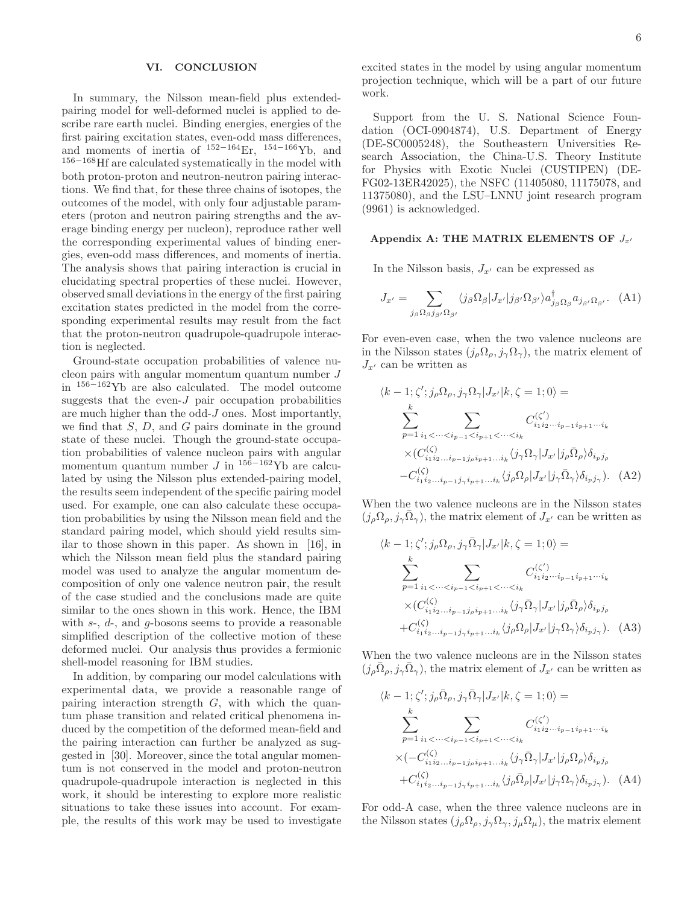## VI. CONCLUSION

In summary, the Nilsson mean-field plus extended-pairing model for well-deformed nuclei is applied to describe rare earth nuclei. Binding energies, energies of the first pairing excitation states, even-odd mass differences, and moments of inertia of $^{152-164}$Er, $^{154-166}$Yb, and $^{156-168}$Hf are calculated systematically in the model with both proton-proton and neutron-neutron pairing interactions. We find that, for these three chains of isotopes, the outcomes of the model, with only four adjustable parameters (proton and neutron pairing strengths and the average binding energy per nucleon), reproduce rather well the corresponding experimental values of binding energies, even-odd mass differences, and moments of inertia. The analysis shows that pairing interaction is crucial in elucidating spectral properties of these nuclei. However, observed small deviations in the energy of the first pairing excitation states predicted in the model from the corresponding experimental results may result from the fact that the proton-neutron quadrupole-quadrupole interaction is neglected.

Ground-state occupation probabilities of valence nucleon pairs with angular momentum quantum number $J$ in $^{156-162}$Yb are also calculated. The model outcome suggests that the even-$J$ pair occupation probabilities are much higher than the odd-$J$ ones. Most importantly, we find that $S$, $D$, and $G$ pairs dominate in the ground state of these nuclei. Though the ground-state occupation probabilities of valence nucleon pairs with angular momentum quantum number $J$ in $^{156-162}$Yb are calculated by using the Nilsson plus extended-pairing model, the results seem independent of the specific pairing model used. For example, one can also calculate these occupation probabilities by using the Nilsson mean field and the standard pairing model, which should yield results similar to those shown in this paper. As shown in [16], in which the Nilsson mean field plus the standard pairing model was used to analyze the angular momentum decomposition of only one valence neutron pair, the result of the case studied and the conclusions made are quite similar to the ones shown in this work. Hence, the IBM with $s$-, $d$-, and $g$-bosons seems to provide a reasonable simplified description of the collective motion of these deformed nuclei. Our analysis thus provides a fermionic shell-model reasoning for IBM studies.

In addition, by comparing our model calculations with experimental data, we provide a reasonable range of pairing interaction strength $G$, with which the quantum phase transition and related critical phenomena induced by the competition of the deformed mean-field and the pairing interaction can further be analyzed as suggested in [30]. Moreover, since the total angular momentum is not conserved in the model and proton-neutron quadrupole-quadrupole interaction is neglected in this work, it should be interesting to explore more realistic situations to take these issues into account. For example, the results of this work may be used to investigate excited states in the model by using angular momentum projection technique, which will be a part of our future work.

Support from the U. S. National Science Foundation (OCI-0904874), U.S. Department of Energy (DE-SC0005248), the Southeastern Universities Research Association, the China-U.S. Theory Institute for Physics with Exotic Nuclei (CUSTIPEN) (DE-FG02-13ER42025), the NSFC (11405080, 11175078, and 11375080), and the LSU–LNNU joint research program (9961) is acknowledged.

### Appendix A: THE MATRIX ELEMENTS OF $J_{x'}$

In the Nilsson basis, $J_{x'}$ can be expressed as

$$J_{x'} = \sum_{j_\beta \Omega_\beta j_{\beta'} \Omega_{\beta'}} \langle j_\beta \Omega_\beta | J_{x'} | j_{\beta'} \Omega_{\beta'} \rangle a^\dagger_{j_\beta \Omega_\beta} a_{j_{\beta'} \Omega_{\beta'}}. \quad \text{(A1)}$$

For even-even case, when the two valence nucleons are in the Nilsson states $(j_\rho \Omega_\rho, j_\gamma \Omega_\gamma)$, the matrix element of $J_{x'}$ can be written as

$$\begin{aligned}
&\langle k-1; \zeta'; j_\rho \Omega_\rho, j_\gamma \Omega_\gamma | J_{x'} | k, \zeta = 1; 0 \rangle = \\
&\sum_{p=1}^{k} \sum_{i_1 < \cdots < i_{p-1} < i_{p+1} < \cdots < i_k} C^{(\zeta')}_{i_1 i_2 \cdots i_{p-1} i_{p+1} \cdots i_k} \\
&\times (C^{(\zeta)}_{i_1 i_2 \ldots i_{p-1} j_\rho i_{p+1} \ldots i_k} \langle j_\gamma \Omega_\gamma | J_{x'} | j_\rho \bar{\Omega}_\rho \rangle \delta_{i_p j_\rho} \\
&- C^{(\zeta)}_{i_1 i_2 \ldots i_{p-1} j_\gamma i_{p+1} \ldots i_k} \langle j_\rho \Omega_\rho | J_{x'} | j_\gamma \bar{\Omega}_\gamma \rangle \delta_{i_p j_\gamma}). \quad \text{(A2)}
\end{aligned}$$

When the two valence nucleons are in the Nilsson states $(j_\rho \Omega_\rho, j_\gamma \bar{\Omega}_\gamma)$, the matrix element of $J_{x'}$ can be written as

$$\begin{aligned}
&\langle k-1; \zeta'; j_\rho \Omega_\rho, j_\gamma \bar{\Omega}_\gamma | J_{x'} | k, \zeta = 1; 0 \rangle = \\
&\sum_{p=1}^{k} \sum_{i_1 < \cdots < i_{p-1} < i_{p+1} < \cdots < i_k} C^{(\zeta')}_{i_1 i_2 \cdots i_{p-1} i_{p+1} \cdots i_k} \\
&\times (C^{(\zeta)}_{i_1 i_2 \ldots i_{p-1} j_\rho i_{p+1} \ldots i_k} \langle j_\gamma \bar{\Omega}_\gamma | J_{x'} | j_\rho \bar{\Omega}_\rho \rangle \delta_{i_p j_\rho} \\
&+ C^{(\zeta)}_{i_1 i_2 \ldots i_{p-1} j_\gamma i_{p+1} \ldots i_k} \langle j_\rho \Omega_\rho | J_{x'} | j_\gamma \Omega_\gamma \rangle \delta_{i_p j_\gamma}). \quad \text{(A3)}
\end{aligned}$$

When the two valence nucleons are in the Nilsson states $(j_\rho \bar{\Omega}_\rho, j_\gamma \bar{\Omega}_\gamma)$, the matrix element of $J_{x'}$ can be written as

$$\begin{aligned}
&\langle k-1; \zeta'; j_\rho \bar{\Omega}_\rho, j_\gamma \bar{\Omega}_\gamma | J_{x'} | k, \zeta = 1; 0 \rangle = \\
&\sum_{p=1}^{k} \sum_{i_1 < \cdots < i_{p-1} < i_{p+1} < \cdots < i_k} C^{(\zeta')}_{i_1 i_2 \cdots i_{p-1} i_{p+1} \cdots i_k} \\
&\times (-C^{(\zeta)}_{i_1 i_2 \ldots i_{p-1} j_\rho i_{p+1} \ldots i_k} \langle j_\gamma \bar{\Omega}_\gamma | J_{x'} | j_\rho \Omega_\rho \rangle \delta_{i_p j_\rho} \\
&+ C^{(\zeta)}_{i_1 i_2 \ldots i_{p-1} j_\gamma i_{p+1} \ldots i_k} \langle j_\rho \bar{\Omega}_\rho | J_{x'} | j_\gamma \Omega_\gamma \rangle \delta_{i_p j_\gamma}). \quad \text{(A4)}
\end{aligned}$$

For odd-A case, when the three valence nucleons are in the Nilsson states $(j_\rho \Omega_\rho, j_\gamma \Omega_\gamma, j_\mu \Omega_\mu)$, the matrix element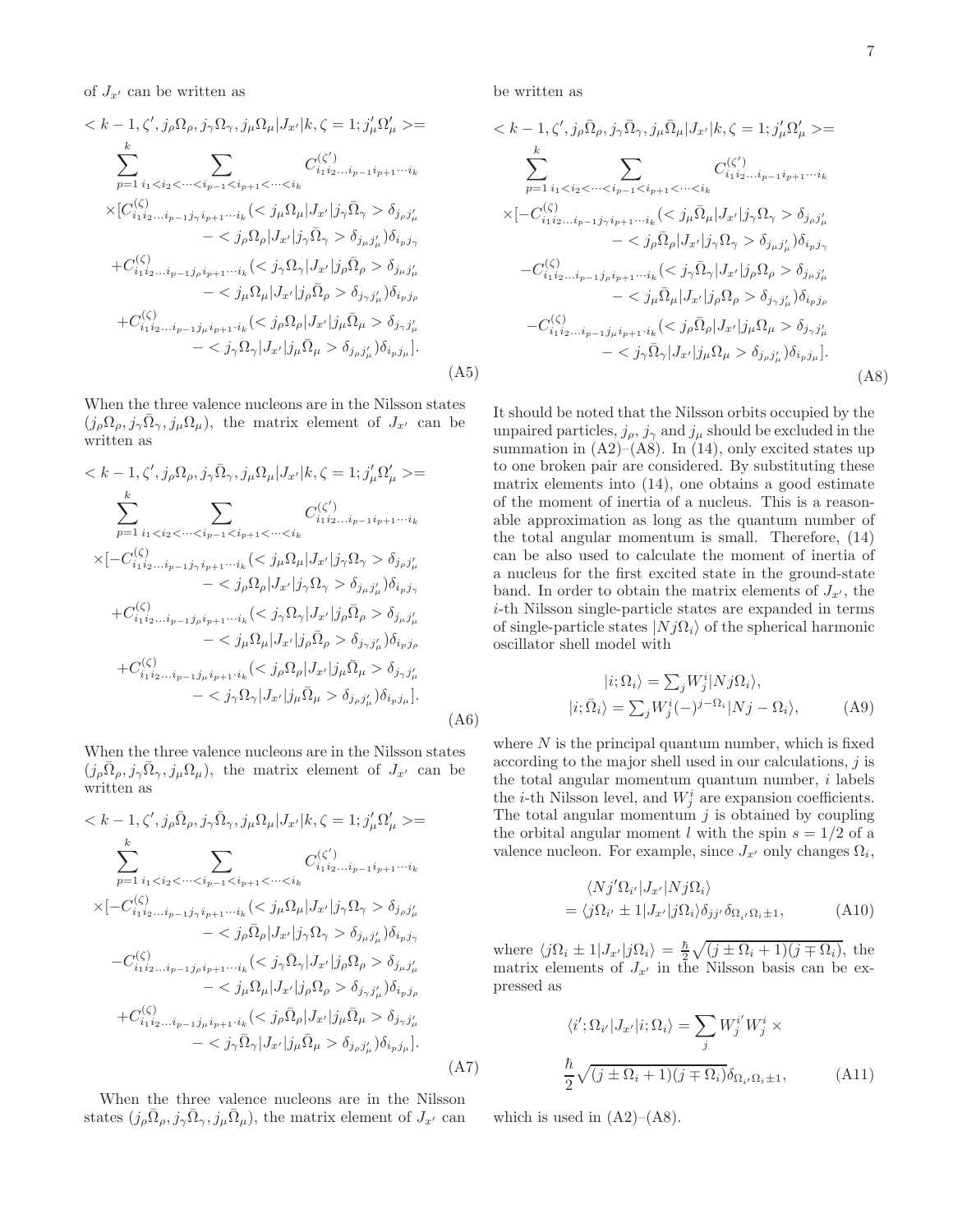of $J_{x'}$ can be written as

$$
\begin{aligned}
&< k-1, \zeta', j_\rho\Omega_\rho, j_\gamma\Omega_\gamma, j_\mu\Omega_\mu|J_{x'}|k, \zeta=1; j'_\mu\Omega'_\mu >= \\
&\sum_{p=1}^{k} \sum_{i_1<i_2<\cdots<i_{p-1}<i_{p+1}<\cdots<i_k} C^{(\zeta')}_{i_1 i_2 \ldots i_{p-1} i_{p+1}\cdots i_k} \\
&\times[C^{(\zeta)}_{i_1 i_2 \ldots i_{p-1} j_\gamma i_{p+1}\cdots i_k}(< j_\mu\Omega_\mu|J_{x'}|j_\gamma\bar{\Omega}_\gamma > \delta_{j_\rho j'_\mu} \\
&\qquad - < j_\rho\Omega_\rho|J_{x'}|j_\gamma\bar{\Omega}_\gamma > \delta_{j_\mu j'_\mu})\delta_{i_p j_\gamma} \\
&+C^{(\zeta)}_{i_1 i_2 \ldots i_{p-1} j_\rho i_{p+1}\cdots i_k}(< j_\gamma\Omega_\gamma|J_{x'}|j_\rho\bar{\Omega}_\rho > \delta_{j_\mu j'_\mu} \\
&\qquad - < j_\mu\Omega_\mu|J_{x'}|j_\rho\bar{\Omega}_\rho > \delta_{j_\gamma j'_\mu})\delta_{i_p j_\rho} \\
&+C^{(\zeta)}_{i_1 i_2 \ldots i_{p-1} j_\mu i_{p+1}\cdot i_k}(< j_\rho\Omega_\rho|J_{x'}|j_\mu\bar{\Omega}_\mu > \delta_{j_\gamma j'_\mu} \\
&\qquad - < j_\gamma\Omega_\gamma|J_{x'}|j_\mu\bar{\Omega}_\mu > \delta_{j_\rho j'_\mu})\delta_{i_p j_\mu}].
\end{aligned} \tag{A5}
$$

When the three valence nucleons are in the Nilsson states $(j_\rho\Omega_\rho, j_\gamma\bar{\Omega}_\gamma, j_\mu\Omega_\mu)$, the matrix element of $J_{x'}$ can be written as

$$
\begin{aligned}
&< k-1, \zeta', j_\rho\Omega_\rho, j_\gamma\bar{\Omega}_\gamma, j_\mu\Omega_\mu|J_{x'}|k, \zeta=1; j'_\mu\Omega'_\mu >= \\
&\sum_{p=1}^{k} \sum_{i_1<i_2<\cdots<i_{p-1}<i_{p+1}<\cdots<i_k} C^{(\zeta')}_{i_1 i_2 \ldots i_{p-1} i_{p+1}\cdots i_k} \\
&\times[-C^{(\zeta)}_{i_1 i_2 \ldots i_{p-1} j_\gamma i_{p+1}\cdots i_k}(< j_\mu\Omega_\mu|J_{x'}|j_\gamma\Omega_\gamma > \delta_{j_\rho j'_\mu} \\
&\qquad - < j_\rho\Omega_\rho|J_{x'}|j_\gamma\Omega_\gamma > \delta_{j_\mu j'_\mu})\delta_{i_p j_\gamma} \\
&+C^{(\zeta)}_{i_1 i_2 \ldots i_{p-1} j_\rho i_{p+1}\cdots i_k}(< j_\gamma\Omega_\gamma|J_{x'}|j_\rho\bar{\Omega}_\rho > \delta_{j_\mu j'_\mu} \\
&\qquad - < j_\mu\Omega_\mu|J_{x'}|j_\rho\bar{\Omega}_\rho > \delta_{j_\gamma j'_\mu})\delta_{i_p j_\rho} \\
&+C^{(\zeta)}_{i_1 i_2 \ldots i_{p-1} j_\mu i_{p+1}\cdot i_k}(< j_\rho\Omega_\rho|J_{x'}|j_\mu\bar{\Omega}_\mu > \delta_{j_\gamma j'_\mu} \\
&\qquad - < j_\gamma\Omega_\gamma|J_{x'}|j_\mu\bar{\Omega}_\mu > \delta_{j_\rho j'_\mu})\delta_{i_p j_\mu}].
\end{aligned} \tag{A6}
$$

When the three valence nucleons are in the Nilsson states $(j_\rho\bar{\Omega}_\rho, j_\gamma\bar{\Omega}_\gamma, j_\mu\Omega_\mu)$, the matrix element of $J_{x'}$ can be written as

$$
\begin{aligned}
&< k-1, \zeta', j_\rho\bar{\Omega}_\rho, j_\gamma\bar{\Omega}_\gamma, j_\mu\Omega_\mu|J_{x'}|k, \zeta=1; j'_\mu\Omega'_\mu >= \\
&\sum_{p=1}^{k} \sum_{i_1<i_2<\cdots<i_{p-1}<i_{p+1}<\cdots<i_k} C^{(\zeta')}_{i_1 i_2 \ldots i_{p-1} i_{p+1}\cdots i_k} \\
&\times[-C^{(\zeta)}_{i_1 i_2 \ldots i_{p-1} j_\gamma i_{p+1}\cdots i_k}(< j_\mu\Omega_\mu|J_{x'}|j_\gamma\Omega_\gamma > \delta_{j_\rho j'_\mu} \\
&\qquad - < j_\rho\bar{\Omega}_\rho|J_{x'}|j_\gamma\Omega_\gamma > \delta_{j_\mu j'_\mu})\delta_{i_p j_\gamma} \\
&-C^{(\zeta)}_{i_1 i_2 \ldots i_{p-1} j_\rho i_{p+1}\cdots i_k}(< j_\gamma\bar{\Omega}_\gamma|J_{x'}|j_\rho\Omega_\rho > \delta_{j_\mu j'_\mu} \\
&\qquad - < j_\mu\Omega_\mu|J_{x'}|j_\rho\Omega_\rho > \delta_{j_\gamma j'_\mu})\delta_{i_p j_\rho} \\
&+C^{(\zeta)}_{i_1 i_2 \ldots i_{p-1} j_\mu i_{p+1}\cdot i_k}(< j_\rho\bar{\Omega}_\rho|J_{x'}|j_\mu\bar{\Omega}_\mu > \delta_{j_\gamma j'_\mu} \\
&\qquad - < j_\gamma\bar{\Omega}_\gamma|J_{x'}|j_\mu\bar{\Omega}_\mu > \delta_{j_\rho j'_\mu})\delta_{i_p j_\mu}].
\end{aligned} \tag{A7}
$$

When the three valence nucleons are in the Nilsson states $(j_\rho\bar{\Omega}_\rho, j_\gamma\bar{\Omega}_\gamma, j_\mu\bar{\Omega}_\mu)$, the matrix element of $J_{x'}$ can be written as

$$
\begin{aligned}
&< k-1, \zeta', j_\rho\bar{\Omega}_\rho, j_\gamma\bar{\Omega}_\gamma, j_\mu\bar{\Omega}_\mu|J_{x'}|k, \zeta=1; j'_\mu\Omega'_\mu >= \\
&\sum_{p=1}^{k} \sum_{i_1<i_2<\cdots<i_{p-1}<i_{p+1}<\cdots<i_k} C^{(\zeta')}_{i_1 i_2 \ldots i_{p-1} i_{p+1}\cdots i_k} \\
&\times[-C^{(\zeta)}_{i_1 i_2 \ldots i_{p-1} j_\gamma i_{p+1}\cdots i_k}(< j_\mu\bar{\Omega}_\mu|J_{x'}|j_\gamma\Omega_\gamma > \delta_{j_\rho j'_\mu} \\
&\qquad - < j_\rho\bar{\Omega}_\rho|J_{x'}|j_\gamma\Omega_\gamma > \delta_{j_\mu j'_\mu})\delta_{i_p j_\gamma} \\
&-C^{(\zeta)}_{i_1 i_2 \ldots i_{p-1} j_\rho i_{p+1}\cdots i_k}(< j_\gamma\bar{\Omega}_\gamma|J_{x'}|j_\rho\Omega_\rho > \delta_{j_\mu j'_\mu} \\
&\qquad - < j_\mu\bar{\Omega}_\mu|J_{x'}|j_\rho\Omega_\rho > \delta_{j_\gamma j'_\mu})\delta_{i_p j_\rho} \\
&-C^{(\zeta)}_{i_1 i_2 \ldots i_{p-1} j_\mu i_{p+1}\cdot i_k}(< j_\rho\bar{\Omega}_\rho|J_{x'}|j_\mu\Omega_\mu > \delta_{j_\gamma j'_\mu} \\
&\qquad - < j_\gamma\bar{\Omega}_\gamma|J_{x'}|j_\mu\Omega_\mu > \delta_{j_\rho j'_\mu})\delta_{i_p j_\mu}].
\end{aligned} \tag{A8}
$$

It should be noted that the Nilsson orbits occupied by the unpaired particles, $j_\rho$, $j_\gamma$ and $j_\mu$ should be excluded in the summation in (A2)–(A8). In (14), only excited states up to one broken pair are considered. By substituting these matrix elements into (14), one obtains a good estimate of the moment of inertia of a nucleus. This is a reasonable approximation as long as the quantum number of the total angular momentum is small. Therefore, (14) can be also used to calculate the moment of inertia of a nucleus for the first excited state in the ground-state band. In order to obtain the matrix elements of $J_{x'}$, the $i$-th Nilsson single-particle states are expanded in terms of single-particle states $|Nj\Omega_i\rangle$ of the spherical harmonic oscillator shell model with

$$
\begin{aligned}
|i;\Omega_i\rangle &= \textstyle\sum_j W^i_j |Nj\Omega_i\rangle, \\
|i;\bar{\Omega}_i\rangle &= \textstyle\sum_j W^i_j (-)^{j-\Omega_i}|Nj-\Omega_i\rangle,
\end{aligned} \tag{A9}
$$

where $N$ is the principal quantum number, which is fixed according to the major shell used in our calculations, $j$ is the total angular momentum quantum number, $i$ labels the $i$-th Nilsson level, and $W^i_j$ are expansion coefficients. The total angular momentum $j$ is obtained by coupling the orbital angular moment $l$ with the spin $s = 1/2$ of a valence nucleon. For example, since $J_{x'}$ only changes $\Omega_i$,

$$
\begin{aligned}
&\langle Nj'\Omega_{i'}|J_{x'}|Nj\Omega_i\rangle \\
&= \langle j\Omega_{i'} \pm 1|J_{x'}|j\Omega_i\rangle \delta_{jj'}\delta_{\Omega_{i'}\Omega_i \pm 1},
\end{aligned} \tag{A10}
$$

where $\langle j\Omega_i \pm 1|J_{x'}|j\Omega_i\rangle = \frac{\hbar}{2}\sqrt{(j \pm \Omega_i + 1)(j \mp \Omega_i)}$, the matrix elements of $J_{x'}$ in the Nilsson basis can be expressed as

$$
\begin{aligned}
\langle i';\Omega_{i'}|J_{x'}|i;\Omega_i\rangle &= \sum_j W^{i'}_j W^i_j \times \\
\frac{\hbar}{2}\sqrt{(j \pm \Omega_i + 1)(j \mp \Omega_i)}&\delta_{\Omega_{i'}\Omega_i \pm 1},
\end{aligned} \tag{A11}
$$

which is used in (A2)–(A8).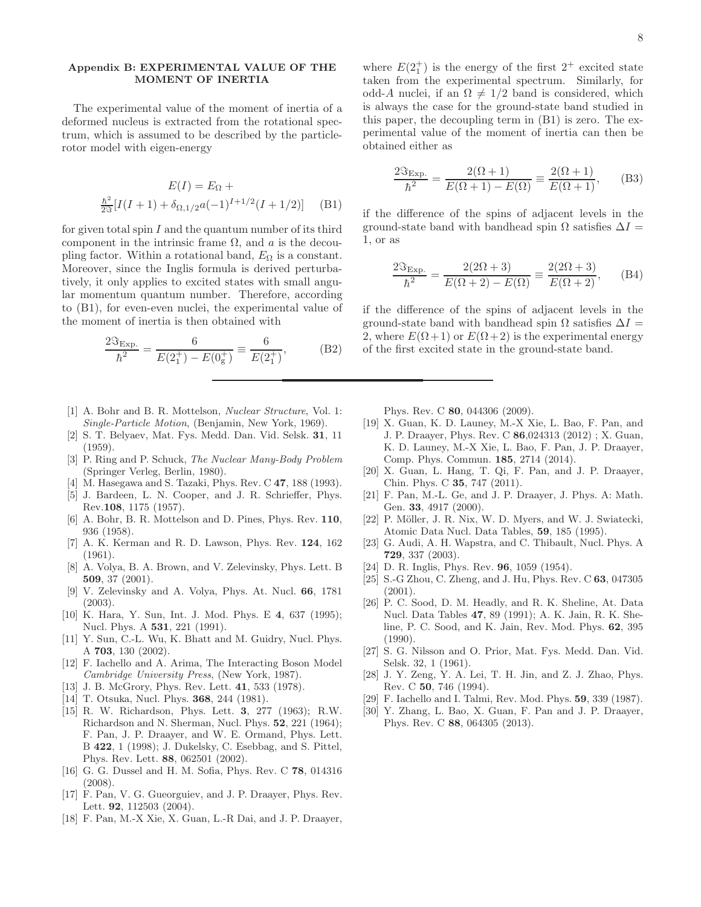### Appendix B: EXPERIMENTAL VALUE OF THE MOMENT OF INERTIA

The experimental value of the moment of inertia of a deformed nucleus is extracted from the rotational spectrum, which is assumed to be described by the particle-rotor model with eigen-energy

$$E(I) = E_\Omega + \frac{\hbar^2}{2\Im}[I(I+1) + \delta_{\Omega,1/2} a(-1)^{I+1/2}(I+1/2)] \quad \text{(B1)}$$

for given total spin $I$ and the quantum number of its third component in the intrinsic frame $\Omega$, and $a$ is the decoupling factor. Within a rotational band, $E_\Omega$ is a constant. Moreover, since the Inglis formula is derived perturbatively, it only applies to excited states with small angular momentum quantum number. Therefore, according to (B1), for even-even nuclei, the experimental value of the moment of inertia is then obtained with

$$\frac{2\Im_{\text{Exp.}}}{\hbar^2} = \frac{6}{E(2_1^+) - E(0_{\text{g}}^+)} \equiv \frac{6}{E(2_1^+)}, \quad \text{(B2)}$$

where $E(2_1^+)$ is the energy of the first $2^+$ excited state taken from the experimental spectrum. Similarly, for odd-$A$ nuclei, if an $\Omega \neq 1/2$ band is considered, which is always the case for the ground-state band studied in this paper, the decoupling term in (B1) is zero. The experimental value of the moment of inertia can then be obtained either as

$$\frac{2\Im_{\text{Exp.}}}{\hbar^2} = \frac{2(\Omega+1)}{E(\Omega+1) - E(\Omega)} \equiv \frac{2(\Omega+1)}{E(\Omega+1)}, \quad \text{(B3)}$$

if the difference of the spins of adjacent levels in the ground-state band with bandhead spin $\Omega$ satisfies $\Delta I = 1$, or as

$$\frac{2\Im_{\text{Exp.}}}{\hbar^2} = \frac{2(2\Omega+3)}{E(\Omega+2) - E(\Omega)} \equiv \frac{2(2\Omega+3)}{E(\Omega+2)}, \quad \text{(B4)}$$

if the difference of the spins of adjacent levels in the ground-state band with bandhead spin $\Omega$ satisfies $\Delta I = 2$, where $E(\Omega+1)$ or $E(\Omega+2)$ is the experimental energy of the first excited state in the ground-state band.

---

[1] A. Bohr and B. R. Mottelson, *Nuclear Structure*, Vol. 1: *Single-Particle Motion*, (Benjamin, New York, 1969).

[2] S. T. Belyaev, Mat. Fys. Medd. Dan. Vid. Selsk. **31**, 11 (1959).

[3] P. Ring and P. Schuck, *The Nuclear Many-Body Problem* (Springer Verleg, Berlin, 1980).

[4] M. Hasegawa and S. Tazaki, Phys. Rev. C **47**, 188 (1993).

[5] J. Bardeen, L. N. Cooper, and J. R. Schrieffer, Phys. Rev.**108**, 1175 (1957).

[6] A. Bohr, B. R. Mottelson and D. Pines, Phys. Rev. **110**, 936 (1958).

[7] A. K. Kerman and R. D. Lawson, Phys. Rev. **124**, 162 (1961).

[8] A. Volya, B. A. Brown, and V. Zelevinsky, Phys. Lett. B **509**, 37 (2001).

[9] V. Zelevinsky and A. Volya, Phys. At. Nucl. **66**, 1781 (2003).

[10] K. Hara, Y. Sun, Int. J. Mod. Phys. E **4**, 637 (1995); Nucl. Phys. A **531**, 221 (1991).

[11] Y. Sun, C.-L. Wu, K. Bhatt and M. Guidry, Nucl. Phys. A **703**, 130 (2002).

[12] F. Iachello and A. Arima, The Interacting Boson Model *Cambridge University Press*, (New York, 1987).

[13] J. B. McGrory, Phys. Rev. Lett. **41**, 533 (1978).

[14] T. Otsuka, Nucl. Phys. **368**, 244 (1981).

[15] R. W. Richardson, Phys. Lett. **3**, 277 (1963); R.W. Richardson and N. Sherman, Nucl. Phys. **52**, 221 (1964); F. Pan, J. P. Draayer, and W. E. Ormand, Phys. Lett. B **422**, 1 (1998); J. Dukelsky, C. Esebbag, and S. Pittel, Phys. Rev. Lett. **88**, 062501 (2002).

[16] G. G. Dussel and H. M. Sofia, Phys. Rev. C **78**, 014316 (2008).

[17] F. Pan, V. G. Gueorguiev, and J. P. Draayer, Phys. Rev. Lett. **92**, 112503 (2004).

[18] F. Pan, M.-X Xie, X. Guan, L.-R Dai, and J. P. Draayer, Phys. Rev. C **80**, 044306 (2009).

[19] X. Guan, K. D. Launey, M.-X Xie, L. Bao, F. Pan, and J. P. Draayer, Phys. Rev. C **86**,024313 (2012) ; X. Guan, K. D. Launey, M.-X Xie, L. Bao, F. Pan, J. P. Draayer, Comp. Phys. Commun. **185**, 2714 (2014).

[20] X. Guan, L. Hang, T. Qi, F. Pan, and J. P. Draayer, Chin. Phys. C **35**, 747 (2011).

[21] F. Pan, M.-L. Ge, and J. P. Draayer, J. Phys. A: Math. Gen. **33**, 4917 (2000).

[22] P. Möller, J. R. Nix, W. D. Myers, and W. J. Swiatecki, Atomic Data Nucl. Data Tables, **59**, 185 (1995).

[23] G. Audi, A. H. Wapstra, and C. Thibault, Nucl. Phys. A **729**, 337 (2003).

[24] D. R. Inglis, Phys. Rev. **96**, 1059 (1954).

[25] S.-G Zhou, C. Zheng, and J. Hu, Phys. Rev. C **63**, 047305 (2001).

[26] P. C. Sood, D. M. Headly, and R. K. Sheline, At. Data Nucl. Data Tables **47**, 89 (1991); A. K. Jain, R. K. Sheline, P. C. Sood, and K. Jain, Rev. Mod. Phys. **62**, 395 (1990).

[27] S. G. Nilsson and O. Prior, Mat. Fys. Medd. Dan. Vid. Selsk. 32, 1 (1961).

[28] J. Y. Zeng, Y. A. Lei, T. H. Jin, and Z. J. Zhao, Phys. Rev. C **50**, 746 (1994).

[29] F. Iachello and I. Talmi, Rev. Mod. Phys. **59**, 339 (1987).

[30] Y. Zhang, L. Bao, X. Guan, F. Pan and J. P. Draayer, Phys. Rev. C **88**, 064305 (2013).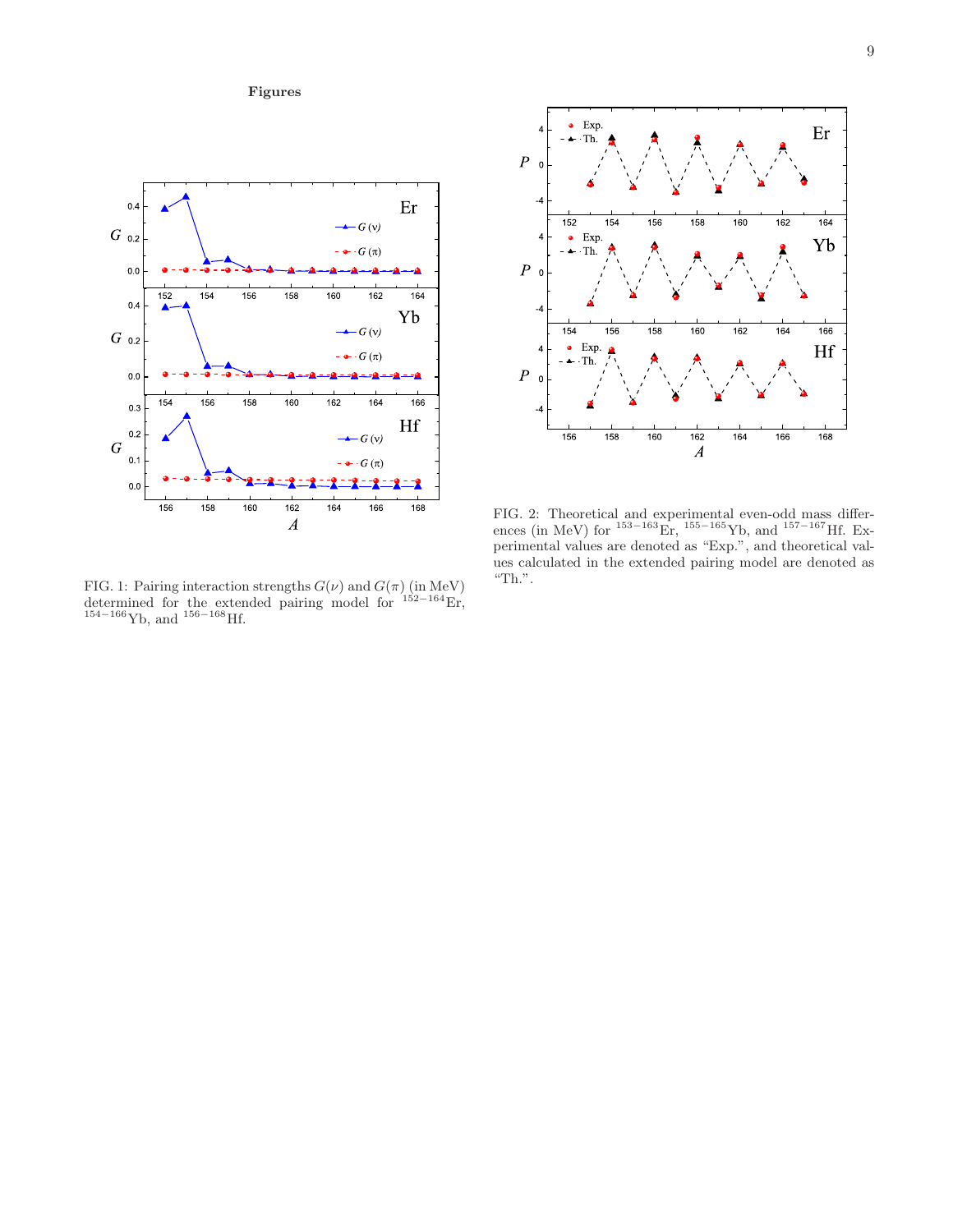**Figures**

FIG. 1: Pairing interaction strengths $G(\nu)$ and $G(\pi)$ (in MeV) determined for the extended pairing model for $^{152-164}$Er, $^{154-166}$Yb, and $^{156-168}$Hf.

FIG. 2: Theoretical and experimental even-odd mass differences (in MeV) for $^{153-163}$Er, $^{155-165}$Yb, and $^{157-167}$Hf. Experimental values are denoted as "Exp.", and theoretical values calculated in the extended pairing model are denoted as "Th.".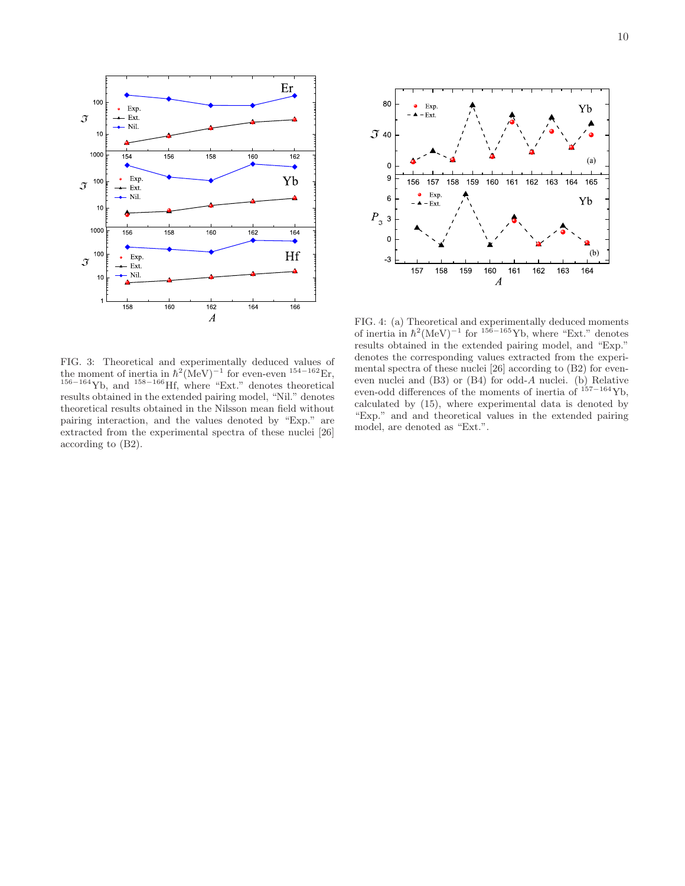FIG. 3: Theoretical and experimentally deduced values of the moment of inertia in $\hbar^2(\text{MeV})^{-1}$ for even-even $^{154-162}$Er, $^{156-164}$Yb, and $^{158-166}$Hf, where "Ext." denotes theoretical results obtained in the extended pairing model, "Nil." denotes theoretical results obtained in the Nilsson mean field without pairing interaction, and the values denoted by "Exp." are extracted from the experimental spectra of these nuclei [26] according to (B2).

FIG. 4: (a) Theoretical and experimentally deduced moments of inertia in $\hbar^2(\text{MeV})^{-1}$ for $^{156-165}$Yb, where "Ext." denotes results obtained in the extended pairing model, and "Exp." denotes the corresponding values extracted from the experimental spectra of these nuclei [26] according to (B2) for even-even nuclei and (B3) or (B4) for odd-$A$ nuclei. (b) Relative even-odd differences of the moments of inertia of $^{157-164}$Yb, calculated by (15), where experimental data is denoted by "Exp." and and theoretical values in the extended pairing model, are denoted as "Ext.".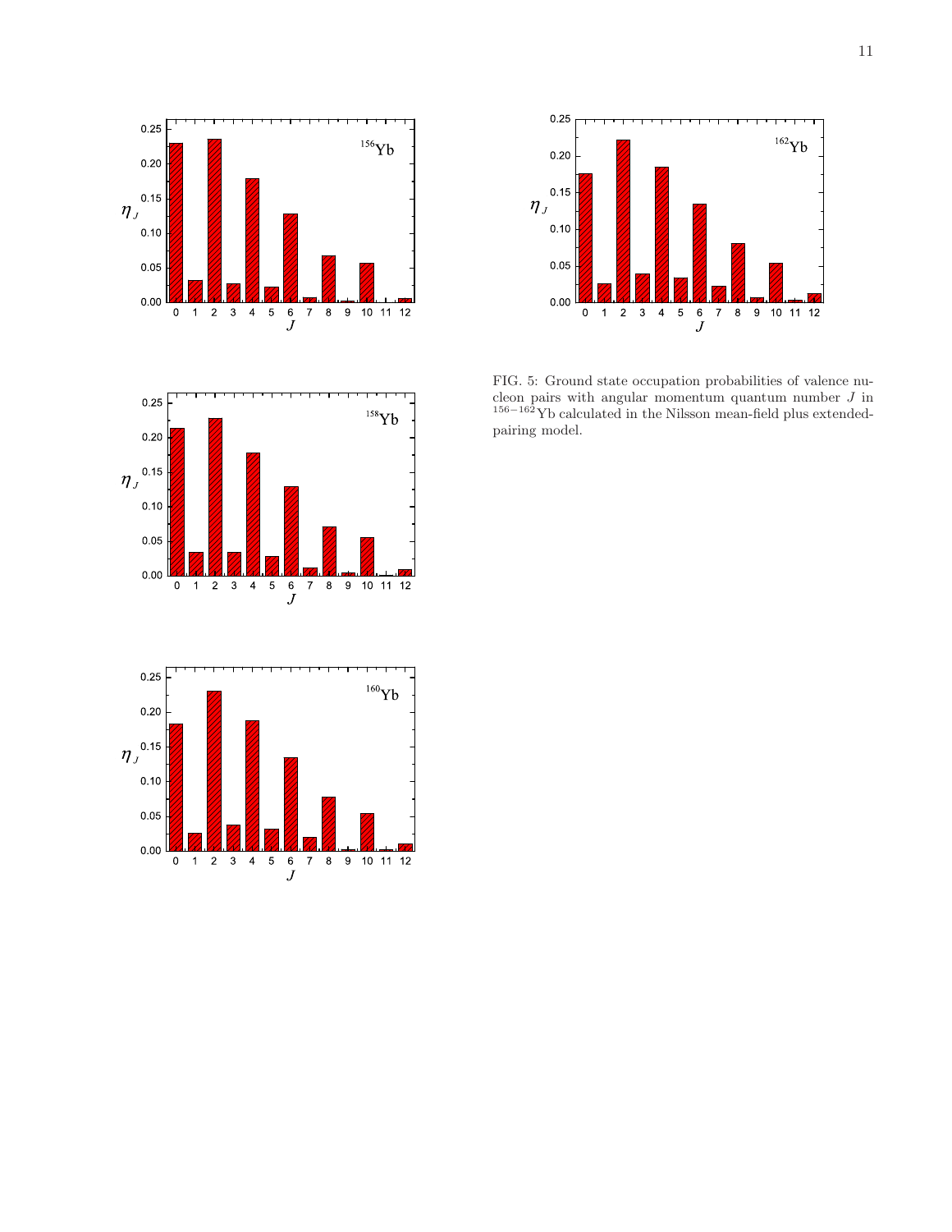FIG. 5: Ground state occupation probabilities of valence nucleon pairs with angular momentum quantum number $J$ in $^{156-162}$Yb calculated in the Nilsson mean-field plus extended-pairing model.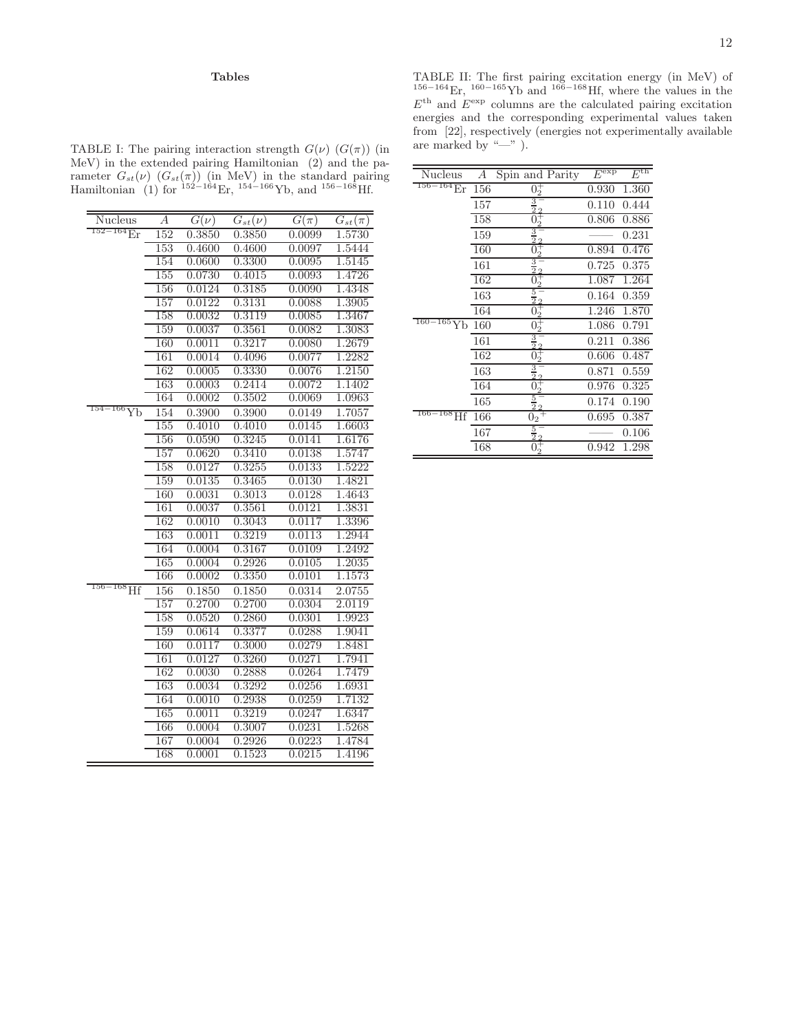# Tables

TABLE I: The pairing interaction strength $G(\nu)$ ($G(\pi)$) (in MeV) in the extended pairing Hamiltonian (2) and the parameter $G_{st}(\nu)$ ($G_{st}(\pi)$) (in MeV) in the standard pairing Hamiltonian (1) for $^{152-164}$Er, $^{154-166}$Yb, and $^{156-168}$Hf.

| Nucleus | $A$ | $G(\nu)$ | $G_{st}(\nu)$ | $G(\pi)$ | $G_{st}(\pi)$ |
|---|---|---|---|---|---|
| $^{152-164}$Er | 152 | 0.3850 | 0.3850 | 0.0099 | 1.5730 |
| | 153 | 0.4600 | 0.4600 | 0.0097 | 1.5444 |
| | 154 | 0.0600 | 0.3300 | 0.0095 | 1.5145 |
| | 155 | 0.0730 | 0.4015 | 0.0093 | 1.4726 |
| | 156 | 0.0124 | 0.3185 | 0.0090 | 1.4348 |
| | 157 | 0.0122 | 0.3131 | 0.0088 | 1.3905 |
| | 158 | 0.0032 | 0.3119 | 0.0085 | 1.3467 |
| | 159 | 0.0037 | 0.3561 | 0.0082 | 1.3083 |
| | 160 | 0.0011 | 0.3217 | 0.0080 | 1.2679 |
| | 161 | 0.0014 | 0.4096 | 0.0077 | 1.2282 |
| | 162 | 0.0005 | 0.3330 | 0.0076 | 1.2150 |
| | 163 | 0.0003 | 0.2414 | 0.0072 | 1.1402 |
| | 164 | 0.0002 | 0.3502 | 0.0069 | 1.0963 |
| $^{154-166}$Yb | 154 | 0.3900 | 0.3900 | 0.0149 | 1.7057 |
| | 155 | 0.4010 | 0.4010 | 0.0145 | 1.6603 |
| | 156 | 0.0590 | 0.3245 | 0.0141 | 1.6176 |
| | 157 | 0.0620 | 0.3410 | 0.0138 | 1.5747 |
| | 158 | 0.0127 | 0.3255 | 0.0133 | 1.5222 |
| | 159 | 0.0135 | 0.3465 | 0.0130 | 1.4821 |
| | 160 | 0.0031 | 0.3013 | 0.0128 | 1.4643 |
| | 161 | 0.0037 | 0.3561 | 0.0121 | 1.3831 |
| | 162 | 0.0010 | 0.3043 | 0.0117 | 1.3396 |
| | 163 | 0.0011 | 0.3219 | 0.0113 | 1.2944 |
| | 164 | 0.0004 | 0.3167 | 0.0109 | 1.2492 |
| | 165 | 0.0004 | 0.2926 | 0.0105 | 1.2035 |
| | 166 | 0.0002 | 0.3350 | 0.0101 | 1.1573 |
| $^{156-168}$Hf | 156 | 0.1850 | 0.1850 | 0.0314 | 2.0755 |
| | 157 | 0.2700 | 0.2700 | 0.0304 | 2.0119 |
| | 158 | 0.0520 | 0.2860 | 0.0301 | 1.9923 |
| | 159 | 0.0614 | 0.3377 | 0.0288 | 1.9041 |
| | 160 | 0.0117 | 0.3000 | 0.0279 | 1.8481 |
| | 161 | 0.0127 | 0.3260 | 0.0271 | 1.7941 |
| | 162 | 0.0030 | 0.2888 | 0.0264 | 1.7479 |
| | 163 | 0.0034 | 0.3292 | 0.0256 | 1.6931 |
| | 164 | 0.0010 | 0.2938 | 0.0259 | 1.7132 |
| | 165 | 0.0011 | 0.3219 | 0.0247 | 1.6347 |
| | 166 | 0.0004 | 0.3007 | 0.0231 | 1.5268 |
| | 167 | 0.0004 | 0.2926 | 0.0223 | 1.4784 |
| | 168 | 0.0001 | 0.1523 | 0.0215 | 1.4196 |

TABLE II: The first pairing excitation energy (in MeV) of $^{156-164}$Er, $^{160-165}$Yb and $^{166-168}$Hf, where the values in the $E^{\rm th}$ and $E^{\rm exp}$ columns are the calculated pairing excitation energies and the corresponding experimental values taken from [22], respectively (energies not experimentally available are marked by "—" ).

| Nucleus | $A$ | Spin and Parity | $E^{\rm exp}$ | $E^{\rm th}$ |
|---|---|---|---|---|
| $^{156-164}$Er | 156 | $0^+_2$ | 0.930 | 1.360 |
| | 157 | $\frac{3}{2}^-_2$ | 0.110 | 0.444 |
| | 158 | $0^+_2$ | 0.806 | 0.886 |
| | 159 | $\frac{3}{2}^-_2$ | —— | 0.231 |
| | 160 | $0^+_2$ | 0.894 | 0.476 |
| | 161 | $\frac{3}{2}^-_2$ | 0.725 | 0.375 |
| | 162 | $0^+_2$ | 1.087 | 1.264 |
| | 163 | $\frac{5}{2}^-_2$ | 0.164 | 0.359 |
| | 164 | $0^+_2$ | 1.246 | 1.870 |
| $^{160-165}$Yb | 160 | $0^+_2$ | 1.086 | 0.791 |
| | 161 | $\frac{3}{2}^-_2$ | 0.211 | 0.386 |
| | 162 | $0^+_2$ | 0.606 | 0.487 |
| | 163 | $\frac{3}{2}^-_2$ | 0.871 | 0.559 |
| | 164 | $0^+_2$ | 0.976 | 0.325 |
| | 165 | $\frac{5}{2}^-_2$ | 0.174 | 0.190 |
| $^{166-168}$Hf | 166 | $0_2{}^+$ | 0.695 | 0.387 |
| | 167 | $\frac{5}{2}^-_2$ | —— | 0.106 |
| | 168 | $0^+_2$ | 0.942 | 1.298 |